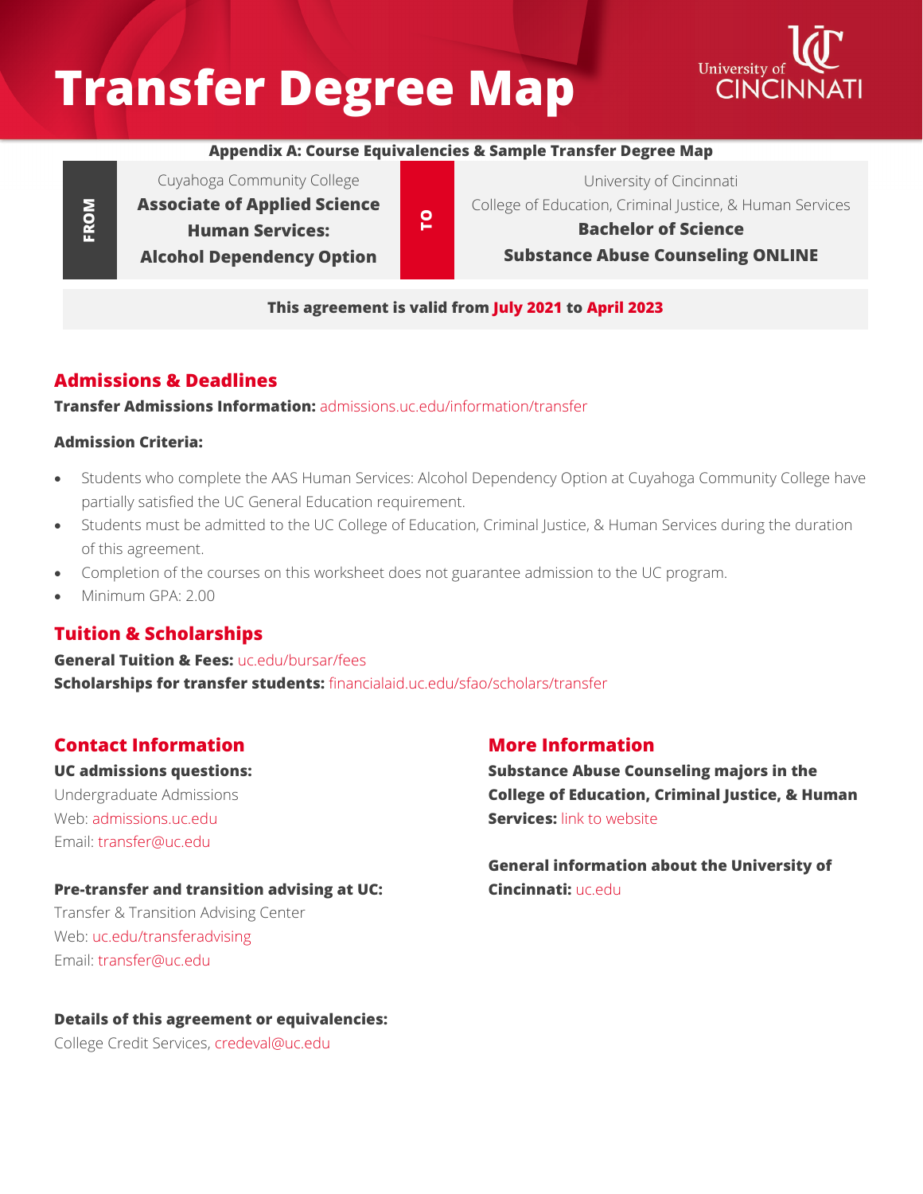# Transfer Degree Map

University of Cincinnati

**Appendix A: Course Equivalencies & Sample Transfer Degree Map**

| FROM | | TO | |
|---|---|---|---|
| | Cuyahoga Community College<br>**Associate of Applied Science**<br>**Human Services:**<br>**Alcohol Dependency Option** | | University of Cincinnati<br>College of Education, Criminal Justice, & Human Services<br>**Bachelor of Science**<br>**Substance Abuse Counseling ONLINE** |

**This agreement is valid from July 2021 to April 2023**

## Admissions & Deadlines

**Transfer Admissions Information:** admissions.uc.edu/information/transfer

**Admission Criteria:**

- Students who complete the AAS Human Services: Alcohol Dependency Option at Cuyahoga Community College have partially satisfied the UC General Education requirement.
- Students must be admitted to the UC College of Education, Criminal Justice, & Human Services during the duration of this agreement.
- Completion of the courses on this worksheet does not guarantee admission to the UC program.
- Minimum GPA: 2.00

## Tuition & Scholarships

**General Tuition & Fees:** uc.edu/bursar/fees
**Scholarships for transfer students:** financialaid.uc.edu/sfao/scholars/transfer

## Contact Information

**UC admissions questions:**
Undergraduate Admissions
Web: admissions.uc.edu
Email: transfer@uc.edu

**Pre-transfer and transition advising at UC:**
Transfer & Transition Advising Center
Web: uc.edu/transferadvising
Email: transfer@uc.edu

**Details of this agreement or equivalencies:**
College Credit Services, credeval@uc.edu

## More Information

**Substance Abuse Counseling majors in the College of Education, Criminal Justice, & Human Services:** link to website

**General information about the University of Cincinnati:** uc.edu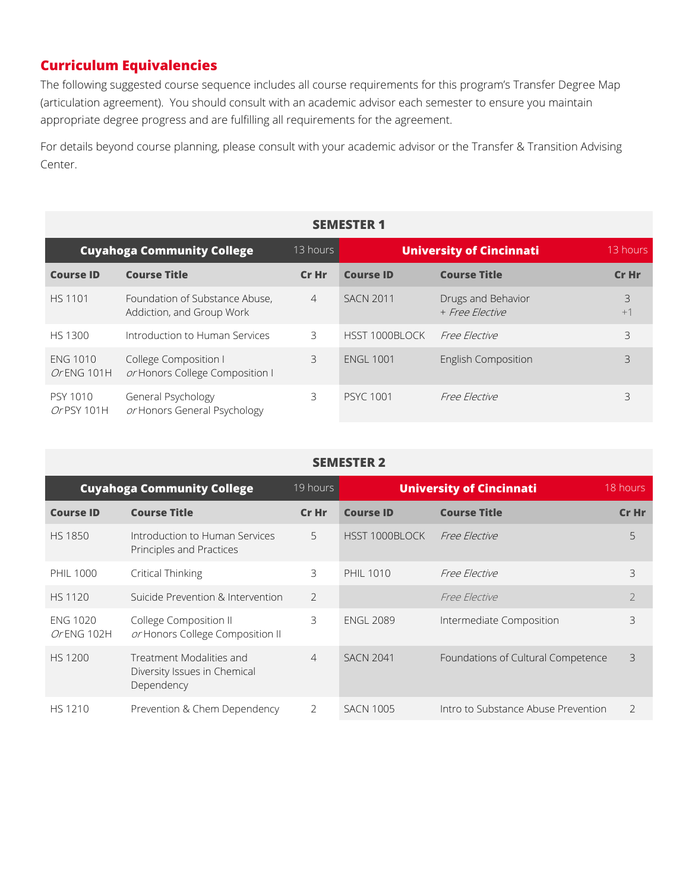## Curriculum Equivalencies

The following suggested course sequence includes all course requirements for this program's Transfer Degree Map (articulation agreement). You should consult with an academic advisor each semester to ensure you maintain appropriate degree progress and are fulfilling all requirements for the agreement.

For details beyond course planning, please consult with your academic advisor or the Transfer & Transition Advising Center.

### SEMESTER 1

| **Cuyahoga Community College** | | 13 hours | **University of Cincinnati** | | 13 hours |
|---|---|---|---|---|---|
| **Course ID** | **Course Title** | **Cr Hr** | **Course ID** | **Course Title** | **Cr Hr** |
| HS 1101 | Foundation of Substance Abuse, Addiction, and Group Work | 4 | SACN 2011 | Drugs and Behavior + *Free Elective* | 3 +1 |
| HS 1300 | Introduction to Human Services | 3 | HSST 1000BLOCK | *Free Elective* | 3 |
| ENG 1010 *Or* ENG 101H | College Composition I *or* Honors College Composition I | 3 | ENGL 1001 | English Composition | 3 |
| PSY 1010 *Or* PSY 101H | General Psychology *or* Honors General Psychology | 3 | PSYC 1001 | *Free Elective* | 3 |

### SEMESTER 2

| **Cuyahoga Community College** | | 19 hours | **University of Cincinnati** | | 18 hours |
|---|---|---|---|---|---|
| **Course ID** | **Course Title** | **Cr Hr** | **Course ID** | **Course Title** | **Cr Hr** |
| HS 1850 | Introduction to Human Services Principles and Practices | 5 | HSST 1000BLOCK | *Free Elective* | 5 |
| PHIL 1000 | Critical Thinking | 3 | PHIL 1010 | *Free Elective* | 3 |
| HS 1120 | Suicide Prevention & Intervention | 2 | | *Free Elective* | 2 |
| ENG 1020 *Or* ENG 102H | College Composition II *or* Honors College Composition II | 3 | ENGL 2089 | Intermediate Composition | 3 |
| HS 1200 | Treatment Modalities and Diversity Issues in Chemical Dependency | 4 | SACN 2041 | Foundations of Cultural Competence | 3 |
| HS 1210 | Prevention & Chem Dependency | 2 | SACN 1005 | Intro to Substance Abuse Prevention | 2 |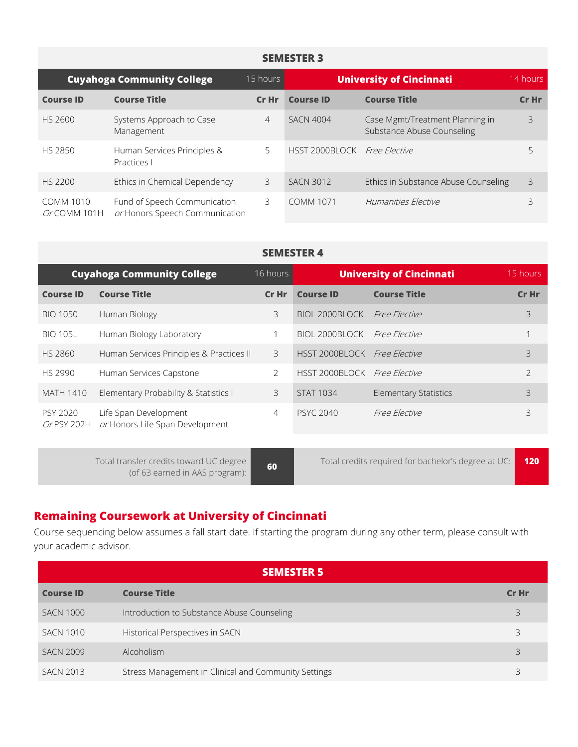## SEMESTER 3

| Cuyahoga Community College | | 15 hours | University of Cincinnati | | 14 hours |
|---|---|---|---|---|---|
| **Course ID** | **Course Title** | **Cr Hr** | **Course ID** | **Course Title** | **Cr Hr** |
| HS 2600 | Systems Approach to Case Management | 4 | SACN 4004 | Case Mgmt/Treatment Planning in Substance Abuse Counseling | 3 |
| HS 2850 | Human Services Principles & Practices I | 5 | HSST 2000BLOCK | *Free Elective* | 5 |
| HS 2200 | Ethics in Chemical Dependency | 3 | SACN 3012 | Ethics in Substance Abuse Counseling | 3 |
| COMM 1010 *Or* COMM 101H | Fund of Speech Communication *or* Honors Speech Communication | 3 | COMM 1071 | *Humanities Elective* | 3 |

## SEMESTER 4

| Cuyahoga Community College | | 16 hours | University of Cincinnati | | 15 hours |
|---|---|---|---|---|---|
| **Course ID** | **Course Title** | **Cr Hr** | **Course ID** | **Course Title** | **Cr Hr** |
| BIO 1050 | Human Biology | 3 | BIOL 2000BLOCK | *Free Elective* | 3 |
| BIO 105L | Human Biology Laboratory | 1 | BIOL 2000BLOCK | *Free Elective* | 1 |
| HS 2860 | Human Services Principles & Practices II | 3 | HSST 2000BLOCK | *Free Elective* | 3 |
| HS 2990 | Human Services Capstone | 2 | HSST 2000BLOCK | *Free Elective* | 2 |
| MATH 1410 | Elementary Probability & Statistics I | 3 | STAT 1034 | Elementary Statistics | 3 |
| PSY 2020 *Or* PSY 202H | Life Span Development *or* Honors Life Span Development | 4 | PSYC 2040 | *Free Elective* | 3 |

| Total transfer credits toward UC degree (of 63 earned in AAS program): | **60** | Total credits required for bachelor's degree at UC: | **120** |
|---|---|---|---|

## Remaining Coursework at University of Cincinnati

Course sequencing below assumes a fall start date. If starting the program during any other term, please consult with your academic advisor.

### SEMESTER 5

| Course ID | Course Title | Cr Hr |
|---|---|---|
| SACN 1000 | Introduction to Substance Abuse Counseling | 3 |
| SACN 1010 | Historical Perspectives in SACN | 3 |
| SACN 2009 | Alcoholism | 3 |
| SACN 2013 | Stress Management in Clinical and Community Settings | 3 |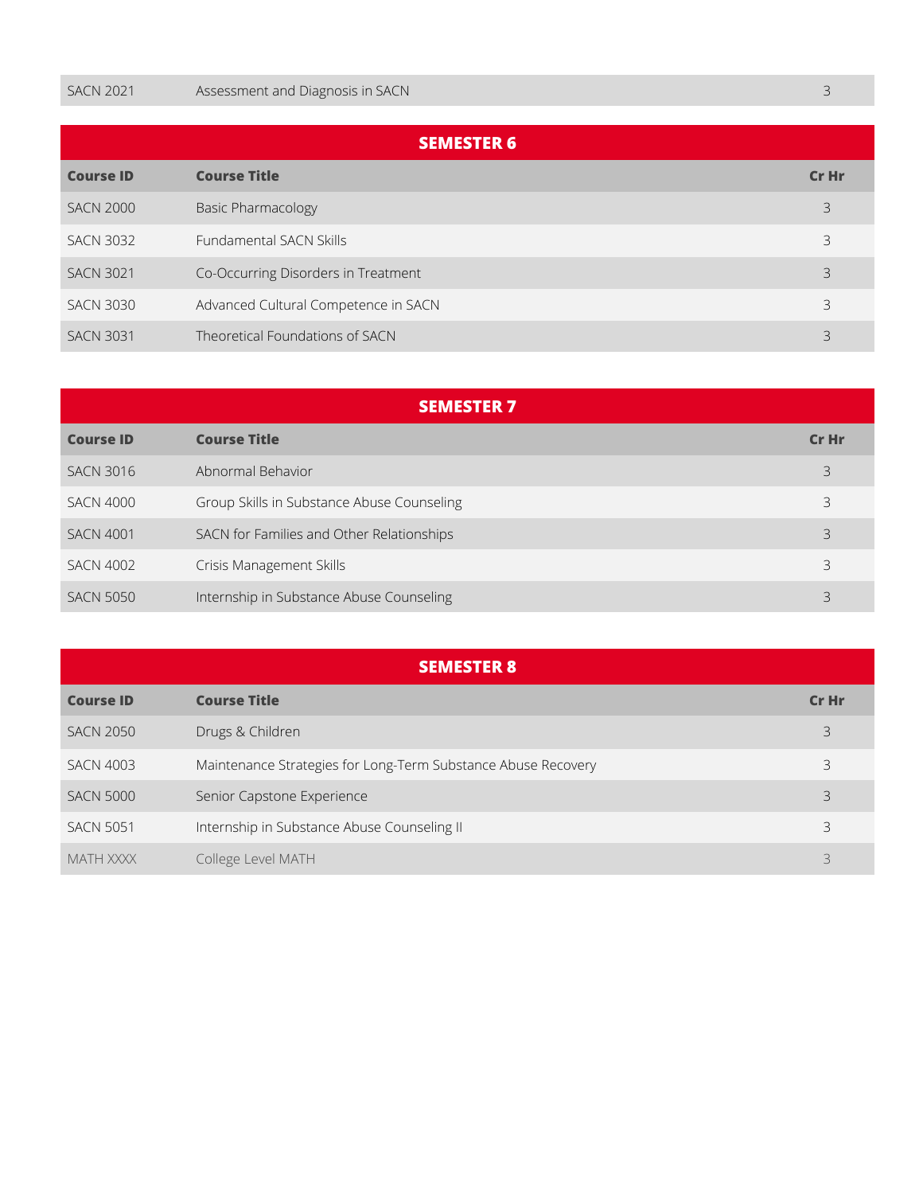| | | |
|---|---|---|
| SACN 2021 | Assessment and Diagnosis in SACN | 3 |

## SEMESTER 6

| Course ID | Course Title | Cr Hr |
|---|---|---|
| SACN 2000 | Basic Pharmacology | 3 |
| SACN 3032 | Fundamental SACN Skills | 3 |
| SACN 3021 | Co-Occurring Disorders in Treatment | 3 |
| SACN 3030 | Advanced Cultural Competence in SACN | 3 |
| SACN 3031 | Theoretical Foundations of SACN | 3 |

## SEMESTER 7

| Course ID | Course Title | Cr Hr |
|---|---|---|
| SACN 3016 | Abnormal Behavior | 3 |
| SACN 4000 | Group Skills in Substance Abuse Counseling | 3 |
| SACN 4001 | SACN for Families and Other Relationships | 3 |
| SACN 4002 | Crisis Management Skills | 3 |
| SACN 5050 | Internship in Substance Abuse Counseling | 3 |

## SEMESTER 8

| Course ID | Course Title | Cr Hr |
|---|---|---|
| SACN 2050 | Drugs & Children | 3 |
| SACN 4003 | Maintenance Strategies for Long-Term Substance Abuse Recovery | 3 |
| SACN 5000 | Senior Capstone Experience | 3 |
| SACN 5051 | Internship in Substance Abuse Counseling II | 3 |
| MATH XXXX | College Level MATH | 3 |